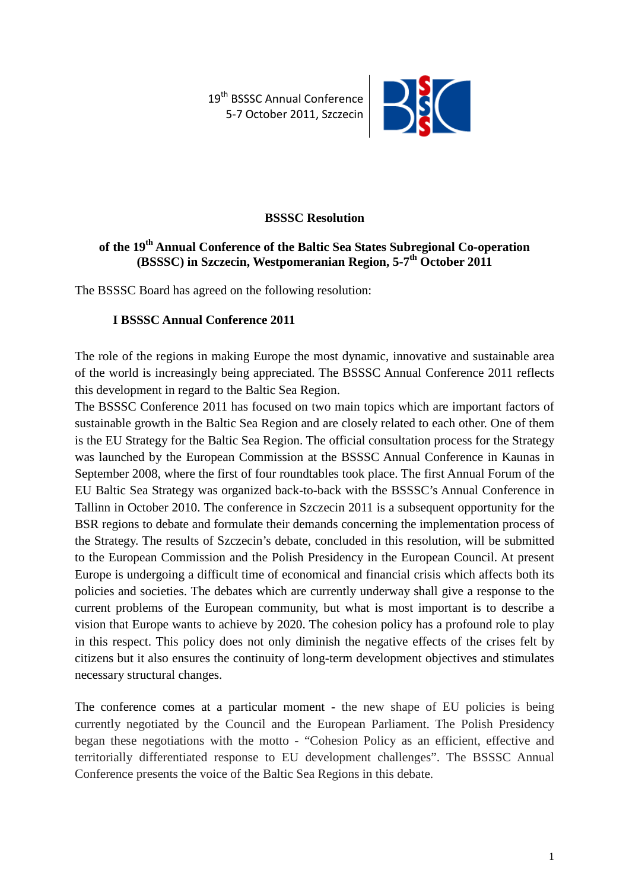19th BSSSC Annual Conference
5-7 October 2011, Szczecin

**BSSSC Resolution**

**of the 19th Annual Conference of the Baltic Sea States Subregional Co-operation (BSSSC) in Szczecin, Westpomeranian Region, 5-7th October 2011**

The BSSSC Board has agreed on the following resolution:

## I BSSSC Annual Conference 2011

The role of the regions in making Europe the most dynamic, innovative and sustainable area of the world is increasingly being appreciated. The BSSSC Annual Conference 2011 reflects this development in regard to the Baltic Sea Region.

The BSSSC Conference 2011 has focused on two main topics which are important factors of sustainable growth in the Baltic Sea Region and are closely related to each other. One of them is the EU Strategy for the Baltic Sea Region. The official consultation process for the Strategy was launched by the European Commission at the BSSSC Annual Conference in Kaunas in September 2008, where the first of four roundtables took place. The first Annual Forum of the EU Baltic Sea Strategy was organized back-to-back with the BSSSC's Annual Conference in Tallinn in October 2010. The conference in Szczecin 2011 is a subsequent opportunity for the BSR regions to debate and formulate their demands concerning the implementation process of the Strategy. The results of Szczecin's debate, concluded in this resolution, will be submitted to the European Commission and the Polish Presidency in the European Council. At present Europe is undergoing a difficult time of economical and financial crisis which affects both its policies and societies. The debates which are currently underway shall give a response to the current problems of the European community, but what is most important is to describe a vision that Europe wants to achieve by 2020. The cohesion policy has a profound role to play in this respect. This policy does not only diminish the negative effects of the crises felt by citizens but it also ensures the continuity of long-term development objectives and stimulates necessary structural changes.

The conference comes at a particular moment - the new shape of EU policies is being currently negotiated by the Council and the European Parliament. The Polish Presidency began these negotiations with the motto - "Cohesion Policy as an efficient, effective and territorially differentiated response to EU development challenges". The BSSSC Annual Conference presents the voice of the Baltic Sea Regions in this debate.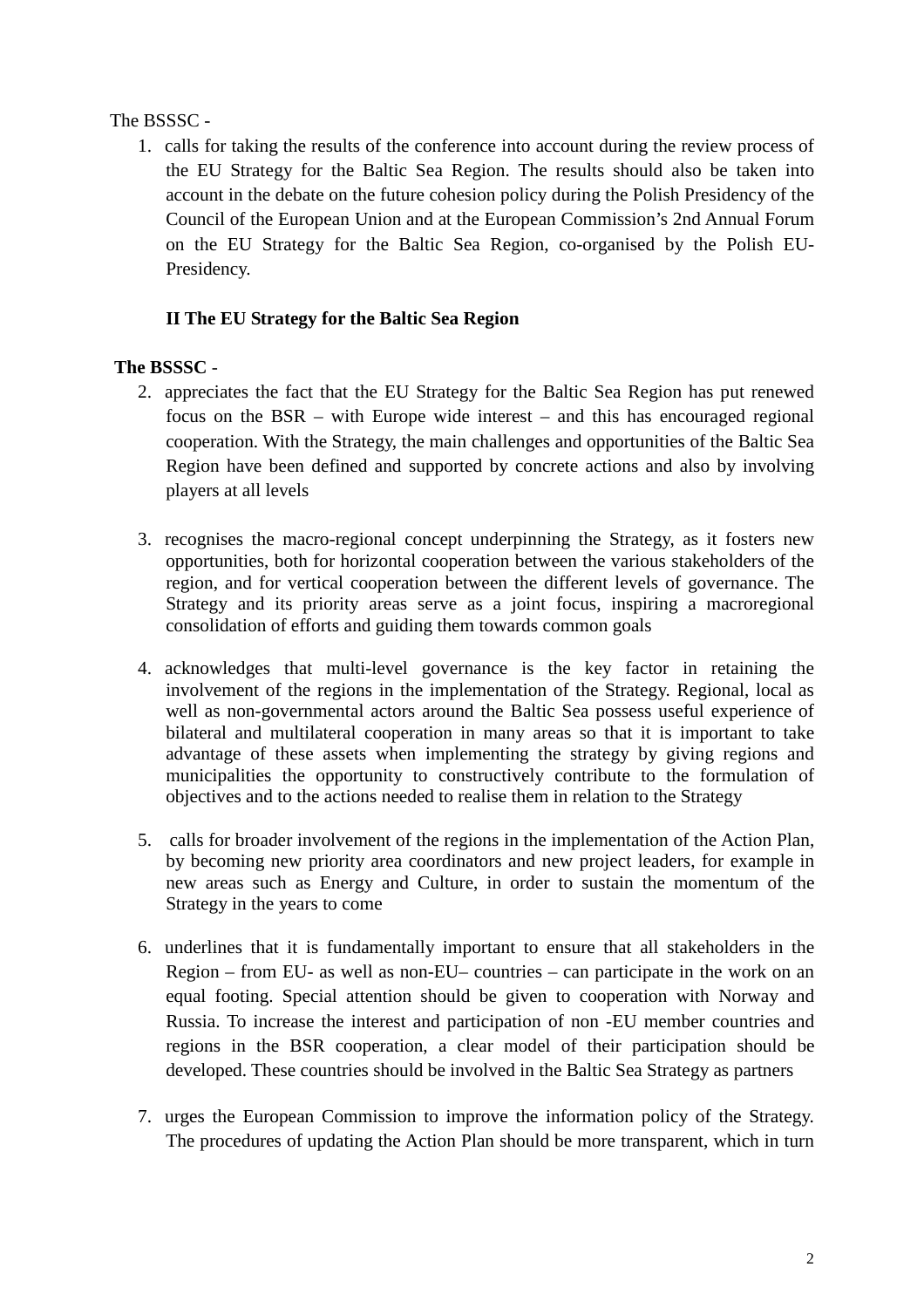The BSSSC -

1. calls for taking the results of the conference into account during the review process of the EU Strategy for the Baltic Sea Region. The results should also be taken into account in the debate on the future cohesion policy during the Polish Presidency of the Council of the European Union and at the European Commission's 2nd Annual Forum on the EU Strategy for the Baltic Sea Region, co-organised by the Polish EU-Presidency.

**II The EU Strategy for the Baltic Sea Region**

**The BSSSC** -

2. appreciates the fact that the EU Strategy for the Baltic Sea Region has put renewed focus on the BSR – with Europe wide interest – and this has encouraged regional cooperation. With the Strategy, the main challenges and opportunities of the Baltic Sea Region have been defined and supported by concrete actions and also by involving players at all levels

3. recognises the macro-regional concept underpinning the Strategy, as it fosters new opportunities, both for horizontal cooperation between the various stakeholders of the region, and for vertical cooperation between the different levels of governance. The Strategy and its priority areas serve as a joint focus, inspiring a macroregional consolidation of efforts and guiding them towards common goals

4. acknowledges that multi-level governance is the key factor in retaining the involvement of the regions in the implementation of the Strategy. Regional, local as well as non-governmental actors around the Baltic Sea possess useful experience of bilateral and multilateral cooperation in many areas so that it is important to take advantage of these assets when implementing the strategy by giving regions and municipalities the opportunity to constructively contribute to the formulation of objectives and to the actions needed to realise them in relation to the Strategy

5. calls for broader involvement of the regions in the implementation of the Action Plan, by becoming new priority area coordinators and new project leaders, for example in new areas such as Energy and Culture, in order to sustain the momentum of the Strategy in the years to come

6. underlines that it is fundamentally important to ensure that all stakeholders in the Region – from EU- as well as non-EU– countries – can participate in the work on an equal footing. Special attention should be given to cooperation with Norway and Russia. To increase the interest and participation of non -EU member countries and regions in the BSR cooperation, a clear model of their participation should be developed. These countries should be involved in the Baltic Sea Strategy as partners

7. urges the European Commission to improve the information policy of the Strategy. The procedures of updating the Action Plan should be more transparent, which in turn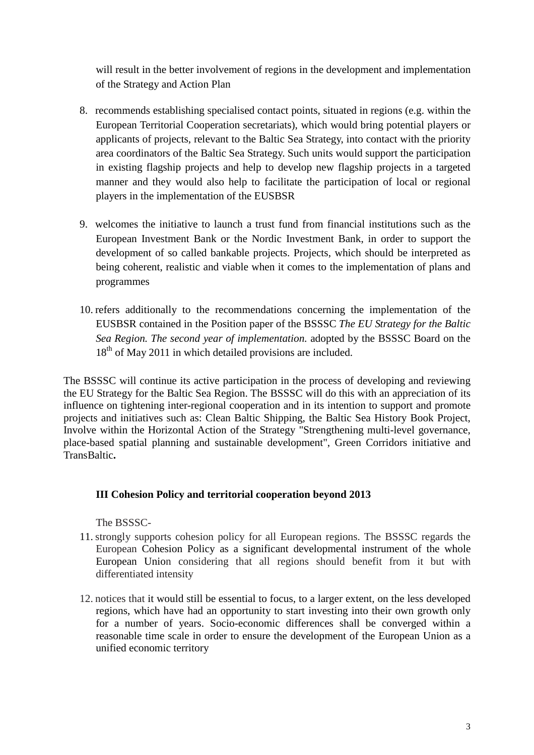will result in the better involvement of regions in the development and implementation of the Strategy and Action Plan

8. recommends establishing specialised contact points, situated in regions (e.g. within the European Territorial Cooperation secretariats), which would bring potential players or applicants of projects, relevant to the Baltic Sea Strategy, into contact with the priority area coordinators of the Baltic Sea Strategy. Such units would support the participation in existing flagship projects and help to develop new flagship projects in a targeted manner and they would also help to facilitate the participation of local or regional players in the implementation of the EUSBSR

9. welcomes the initiative to launch a trust fund from financial institutions such as the European Investment Bank or the Nordic Investment Bank, in order to support the development of so called bankable projects. Projects, which should be interpreted as being coherent, realistic and viable when it comes to the implementation of plans and programmes

10. refers additionally to the recommendations concerning the implementation of the EUSBSR contained in the Position paper of the BSSSC *The EU Strategy for the Baltic Sea Region. The second year of implementation.* adopted by the BSSSC Board on the 18th of May 2011 in which detailed provisions are included.

The BSSSC will continue its active participation in the process of developing and reviewing the EU Strategy for the Baltic Sea Region. The BSSSC will do this with an appreciation of its influence on tightening inter-regional cooperation and in its intention to support and promote projects and initiatives such as: Clean Baltic Shipping, the Baltic Sea History Book Project, Involve within the Horizontal Action of the Strategy "Strengthening multi-level governance, place-based spatial planning and sustainable development", Green Corridors initiative and TransBaltic**.**

### III Cohesion Policy and territorial cooperation beyond 2013

The BSSSC-

11. strongly supports cohesion policy for all European regions. The BSSSC regards the European Cohesion Policy as a significant developmental instrument of the whole European Union considering that all regions should benefit from it but with differentiated intensity

12. notices that it would still be essential to focus, to a larger extent, on the less developed regions, which have had an opportunity to start investing into their own growth only for a number of years. Socio-economic differences shall be converged within a reasonable time scale in order to ensure the development of the European Union as a unified economic territory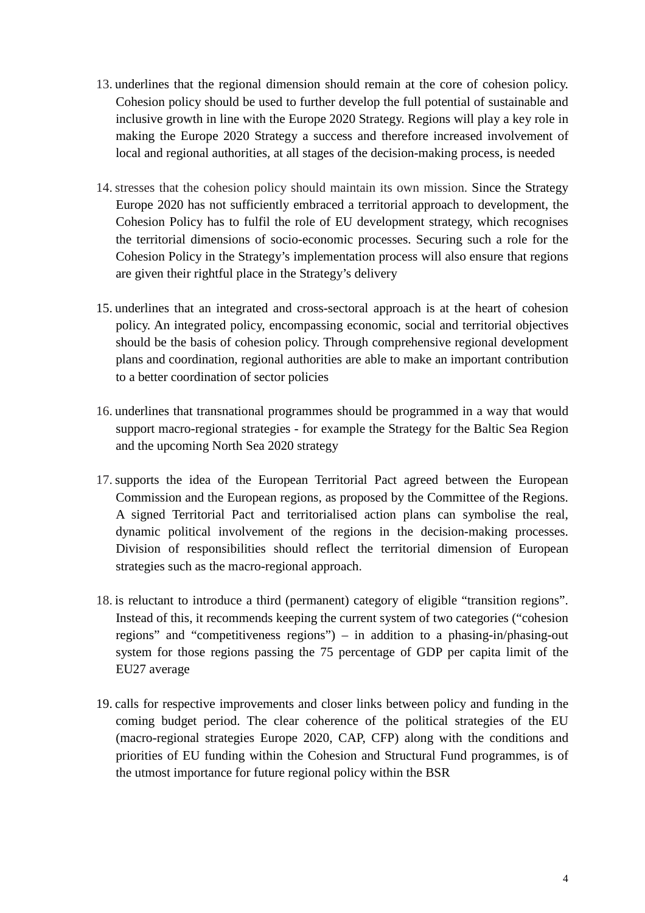13. underlines that the regional dimension should remain at the core of cohesion policy. Cohesion policy should be used to further develop the full potential of sustainable and inclusive growth in line with the Europe 2020 Strategy. Regions will play a key role in making the Europe 2020 Strategy a success and therefore increased involvement of local and regional authorities, at all stages of the decision-making process, is needed

14. stresses that the cohesion policy should maintain its own mission. Since the Strategy Europe 2020 has not sufficiently embraced a territorial approach to development, the Cohesion Policy has to fulfil the role of EU development strategy, which recognises the territorial dimensions of socio-economic processes. Securing such a role for the Cohesion Policy in the Strategy's implementation process will also ensure that regions are given their rightful place in the Strategy's delivery

15. underlines that an integrated and cross-sectoral approach is at the heart of cohesion policy. An integrated policy, encompassing economic, social and territorial objectives should be the basis of cohesion policy. Through comprehensive regional development plans and coordination, regional authorities are able to make an important contribution to a better coordination of sector policies

16. underlines that transnational programmes should be programmed in a way that would support macro-regional strategies - for example the Strategy for the Baltic Sea Region and the upcoming North Sea 2020 strategy

17. supports the idea of the European Territorial Pact agreed between the European Commission and the European regions, as proposed by the Committee of the Regions. A signed Territorial Pact and territorialised action plans can symbolise the real, dynamic political involvement of the regions in the decision-making processes. Division of responsibilities should reflect the territorial dimension of European strategies such as the macro-regional approach.

18. is reluctant to introduce a third (permanent) category of eligible "transition regions". Instead of this, it recommends keeping the current system of two categories ("cohesion regions" and "competitiveness regions") – in addition to a phasing-in/phasing-out system for those regions passing the 75 percentage of GDP per capita limit of the EU27 average

19. calls for respective improvements and closer links between policy and funding in the coming budget period. The clear coherence of the political strategies of the EU (macro-regional strategies Europe 2020, CAP, CFP) along with the conditions and priorities of EU funding within the Cohesion and Structural Fund programmes, is of the utmost importance for future regional policy within the BSR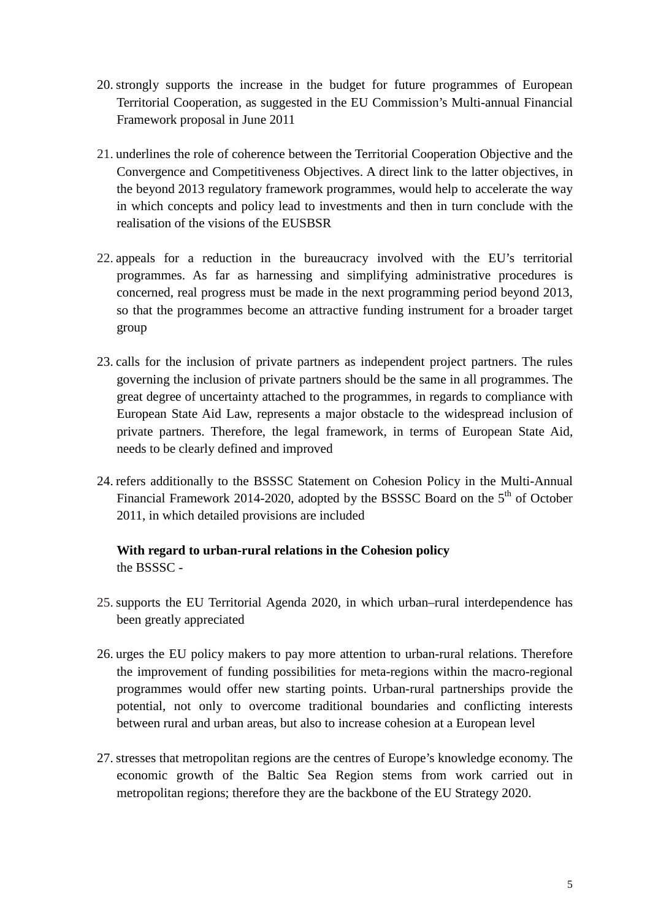20. strongly supports the increase in the budget for future programmes of European Territorial Cooperation, as suggested in the EU Commission's Multi-annual Financial Framework proposal in June 2011

21. underlines the role of coherence between the Territorial Cooperation Objective and the Convergence and Competitiveness Objectives. A direct link to the latter objectives, in the beyond 2013 regulatory framework programmes, would help to accelerate the way in which concepts and policy lead to investments and then in turn conclude with the realisation of the visions of the EUSBSR

22. appeals for a reduction in the bureaucracy involved with the EU's territorial programmes. As far as harnessing and simplifying administrative procedures is concerned, real progress must be made in the next programming period beyond 2013, so that the programmes become an attractive funding instrument for a broader target group

23. calls for the inclusion of private partners as independent project partners. The rules governing the inclusion of private partners should be the same in all programmes. The great degree of uncertainty attached to the programmes, in regards to compliance with European State Aid Law, represents a major obstacle to the widespread inclusion of private partners. Therefore, the legal framework, in terms of European State Aid, needs to be clearly defined and improved

24. refers additionally to the BSSSC Statement on Cohesion Policy in the Multi-Annual Financial Framework 2014-2020, adopted by the BSSSC Board on the 5th of October 2011, in which detailed provisions are included

**With regard to urban-rural relations in the Cohesion policy**
the BSSSC -

25. supports the EU Territorial Agenda 2020, in which urban–rural interdependence has been greatly appreciated

26. urges the EU policy makers to pay more attention to urban-rural relations. Therefore the improvement of funding possibilities for meta-regions within the macro-regional programmes would offer new starting points. Urban-rural partnerships provide the potential, not only to overcome traditional boundaries and conflicting interests between rural and urban areas, but also to increase cohesion at a European level

27. stresses that metropolitan regions are the centres of Europe's knowledge economy. The economic growth of the Baltic Sea Region stems from work carried out in metropolitan regions; therefore they are the backbone of the EU Strategy 2020.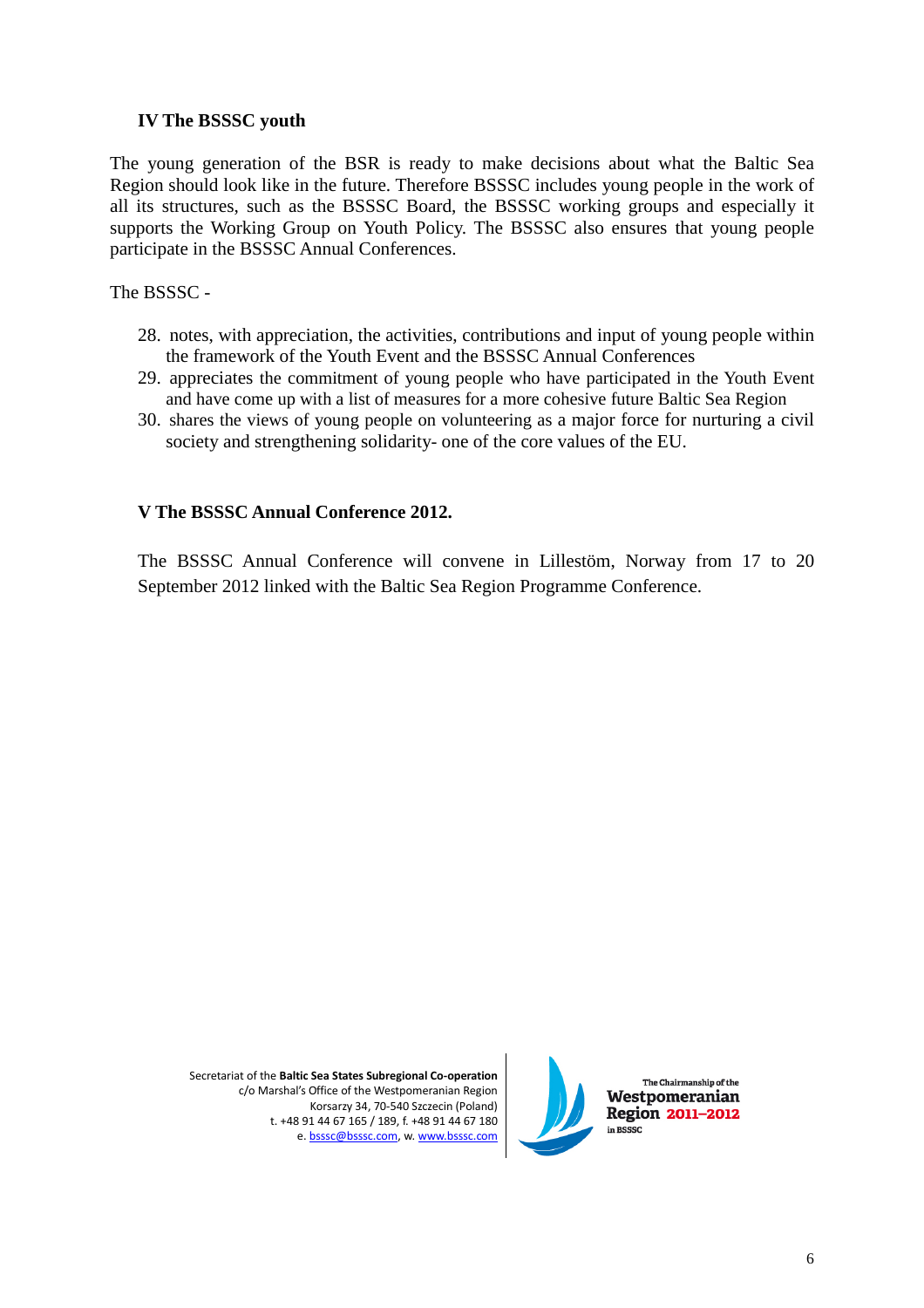## IV The BSSSC youth

The young generation of the BSR is ready to make decisions about what the Baltic Sea Region should look like in the future. Therefore BSSSC includes young people in the work of all its structures, such as the BSSSC Board, the BSSSC working groups and especially it supports the Working Group on Youth Policy. The BSSSC also ensures that young people participate in the BSSSC Annual Conferences.

The BSSSC -

28. notes, with appreciation, the activities, contributions and input of young people within the framework of the Youth Event and the BSSSC Annual Conferences
29. appreciates the commitment of young people who have participated in the Youth Event and have come up with a list of measures for a more cohesive future Baltic Sea Region
30. shares the views of young people on volunteering as a major force for nurturing a civil society and strengthening solidarity- one of the core values of the EU.

## V The BSSSC Annual Conference 2012.

The BSSSC Annual Conference will convene in Lillestöm, Norway from 17 to 20 September 2012 linked with the Baltic Sea Region Programme Conference.

Secretariat of the **Baltic Sea States Subregional Co-operation**
c/o Marshal's Office of the Westpomeranian Region
Korsarzy 34, 70-540 Szczecin (Poland)
t. +48 91 44 67 165 / 189, f. +48 91 44 67 180
e. bsssc@bsssc.com, w. www.bsssc.com

The Chairmanship of the **Westpomeranian Region 2011–2012** in BSSSC